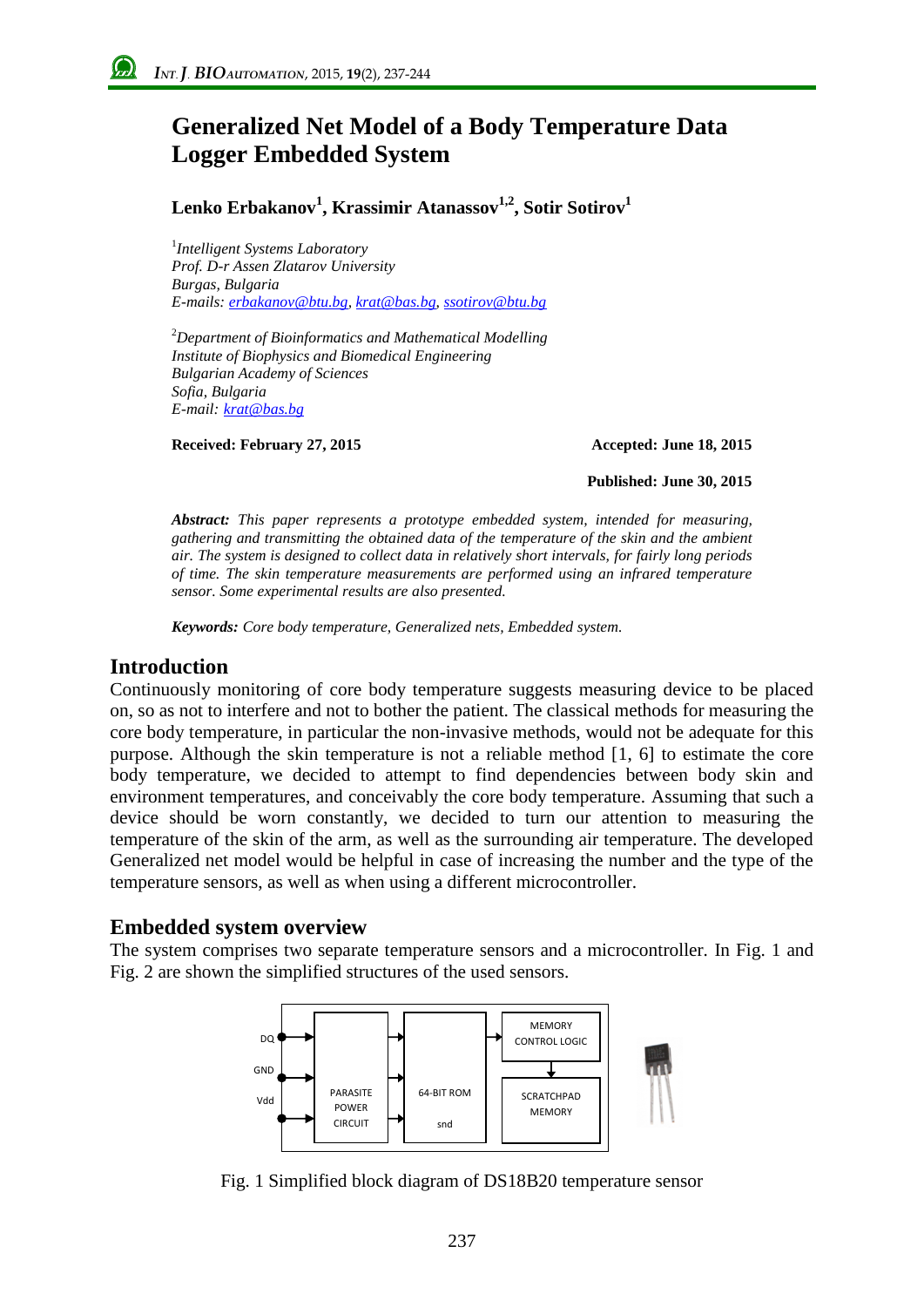# Generalized Net Model of a Body Temperature Data Logger Embedded System

**Lenko Erbakanov[1], Krassimir Atanassov[1,2], Sotir Sotirov[1]**

[1]*Intelligent Systems Laboratory*
*Prof. D-r Assen Zlatarov University*
*Burgas, Bulgaria*
*E-mails: erbakanov@btu.bg, krat@bas.bg, ssotirov@btu.bg*

[2]*Department of Bioinformatics and Mathematical Modelling*
*Institute of Biophysics and Biomedical Engineering*
*Bulgarian Academy of Sciences*
*Sofia, Bulgaria*
*E-mail: krat@bas.bg*

**Received: February 27, 2015** **Accepted: June 18, 2015**

**Published: June 30, 2015**

***Abstract:*** *This paper represents a prototype embedded system, intended for measuring, gathering and transmitting the obtained data of the temperature of the skin and the ambient air. The system is designed to collect data in relatively short intervals, for fairly long periods of time. The skin temperature measurements are performed using an infrared temperature sensor. Some experimental results are also presented.*

***Keywords:*** *Core body temperature, Generalized nets, Embedded system.*

## Introduction

Continuously monitoring of core body temperature suggests measuring device to be placed on, so as not to interfere and not to bother the patient. The classical methods for measuring the core body temperature, in particular the non-invasive methods, would not be adequate for this purpose. Although the skin temperature is not a reliable method [1, 6] to estimate the core body temperature, we decided to attempt to find dependencies between body skin and environment temperatures, and conceivably the core body temperature. Assuming that such a device should be worn constantly, we decided to turn our attention to measuring the temperature of the skin of the arm, as well as the surrounding air temperature. The developed Generalized net model would be helpful in case of increasing the number and the type of the temperature sensors, as well as when using a different microcontroller.

## Embedded system overview

The system comprises two separate temperature sensors and a microcontroller. In Fig. 1 and Fig. 2 are shown the simplified structures of the used sensors.

Fig. 1 Simplified block diagram of DS18B20 temperature sensor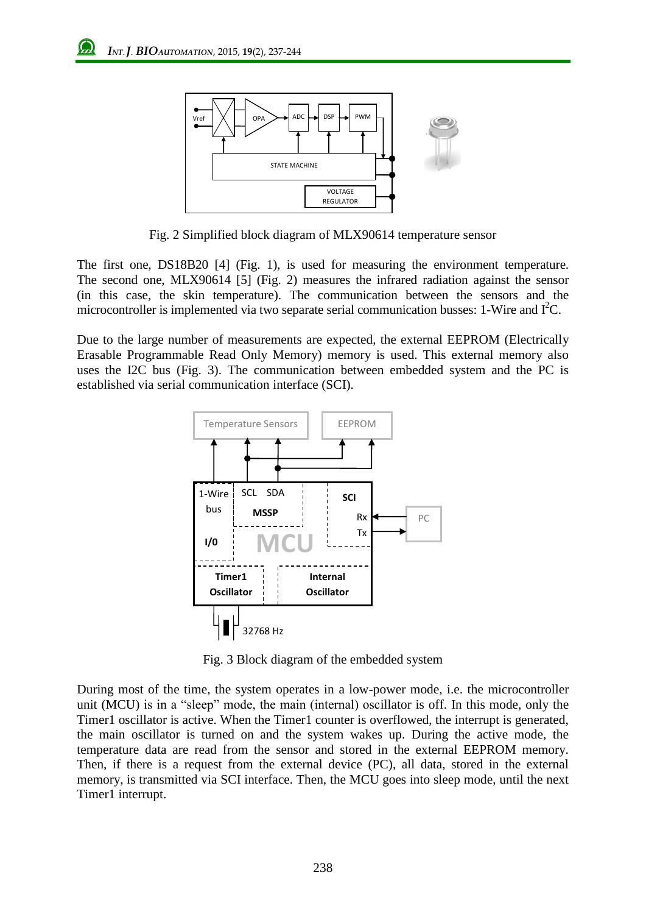Fig. 2 Simplified block diagram of MLX90614 temperature sensor

The first one, DS18B20 [4] (Fig. 1), is used for measuring the environment temperature. The second one, MLX90614 [5] (Fig. 2) measures the infrared radiation against the sensor (in this case, the skin temperature). The communication between the sensors and the microcontroller is implemented via two separate serial communication busses: 1-Wire and $I^2C$.

Due to the large number of measurements are expected, the external EEPROM (Electrically Erasable Programmable Read Only Memory) memory is used. This external memory also uses the I2C bus (Fig. 3). The communication between embedded system and the PC is established via serial communication interface (SCI).

Fig. 3 Block diagram of the embedded system

During most of the time, the system operates in a low-power mode, i.e. the microcontroller unit (MCU) is in a "sleep" mode, the main (internal) oscillator is off. In this mode, only the Timer1 oscillator is active. When the Timer1 counter is overflowed, the interrupt is generated, the main oscillator is turned on and the system wakes up. During the active mode, the temperature data are read from the sensor and stored in the external EEPROM memory. Then, if there is a request from the external device (PC), all data, stored in the external memory, is transmitted via SCI interface. Then, the MCU goes into sleep mode, until the next Timer1 interrupt.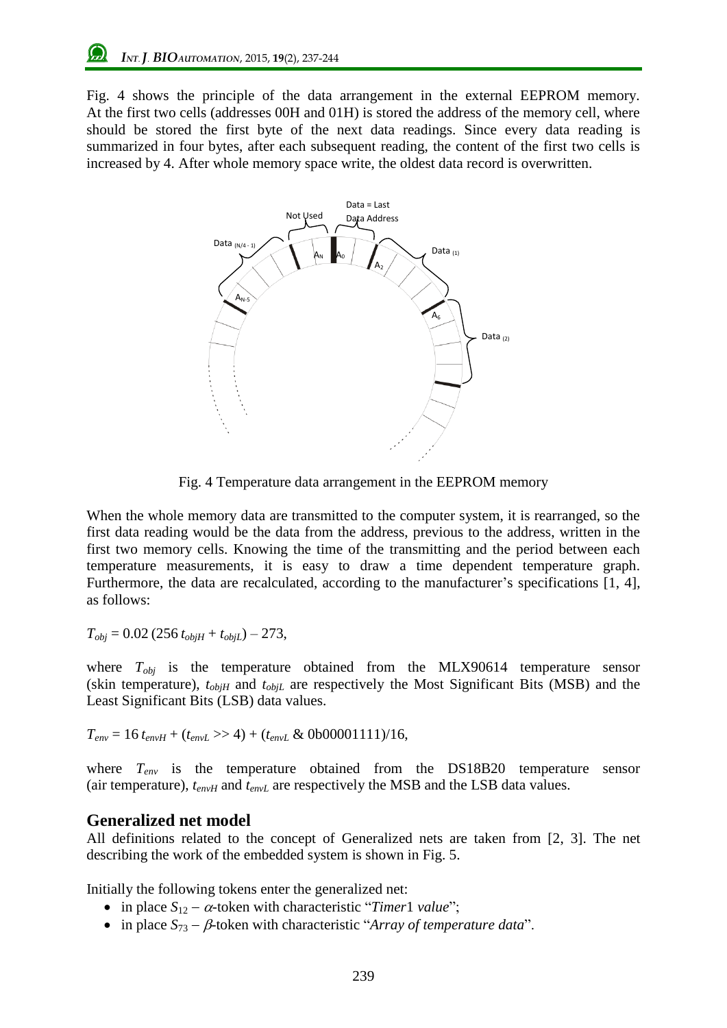Fig. 4 shows the principle of the data arrangement in the external EEPROM memory. At the first two cells (addresses 00H and 01H) is stored the address of the memory cell, where should be stored the first byte of the next data readings. Since every data reading is summarized in four bytes, after each subsequent reading, the content of the first two cells is increased by 4. After whole memory space write, the oldest data record is overwritten.

Fig. 4 Temperature data arrangement in the EEPROM memory

When the whole memory data are transmitted to the computer system, it is rearranged, so the first data reading would be the data from the address, previous to the address, written in the first two memory cells. Knowing the time of the transmitting and the period between each temperature measurements, it is easy to draw a time dependent temperature graph. Furthermore, the data are recalculated, according to the manufacturer's specifications [1, 4], as follows:

$$T_{obj} = 0.02\,(256\,t_{objH} + t_{objL}) - 273,$$

where $T_{obj}$ is the temperature obtained from the MLX90614 temperature sensor (skin temperature), $t_{objH}$ and $t_{objL}$ are respectively the Most Significant Bits (MSB) and the Least Significant Bits (LSB) data values.

$$T_{env} = 16\,t_{envH} + (t_{envL} >> 4) + (t_{envL}\ \&\ 0b00001111)/16,$$

where $T_{env}$ is the temperature obtained from the DS18B20 temperature sensor (air temperature), $t_{envH}$ and $t_{envL}$ are respectively the MSB and the LSB data values.

## Generalized net model

All definitions related to the concept of Generalized nets are taken from [2, 3]. The net describing the work of the embedded system is shown in Fig. 5.

Initially the following tokens enter the generalized net:

- in place $S_{12}$ – $\alpha$-token with characteristic "*Timer*1 *value*";
- in place $S_{73}$ – $\beta$-token with characteristic "*Array of temperature data*".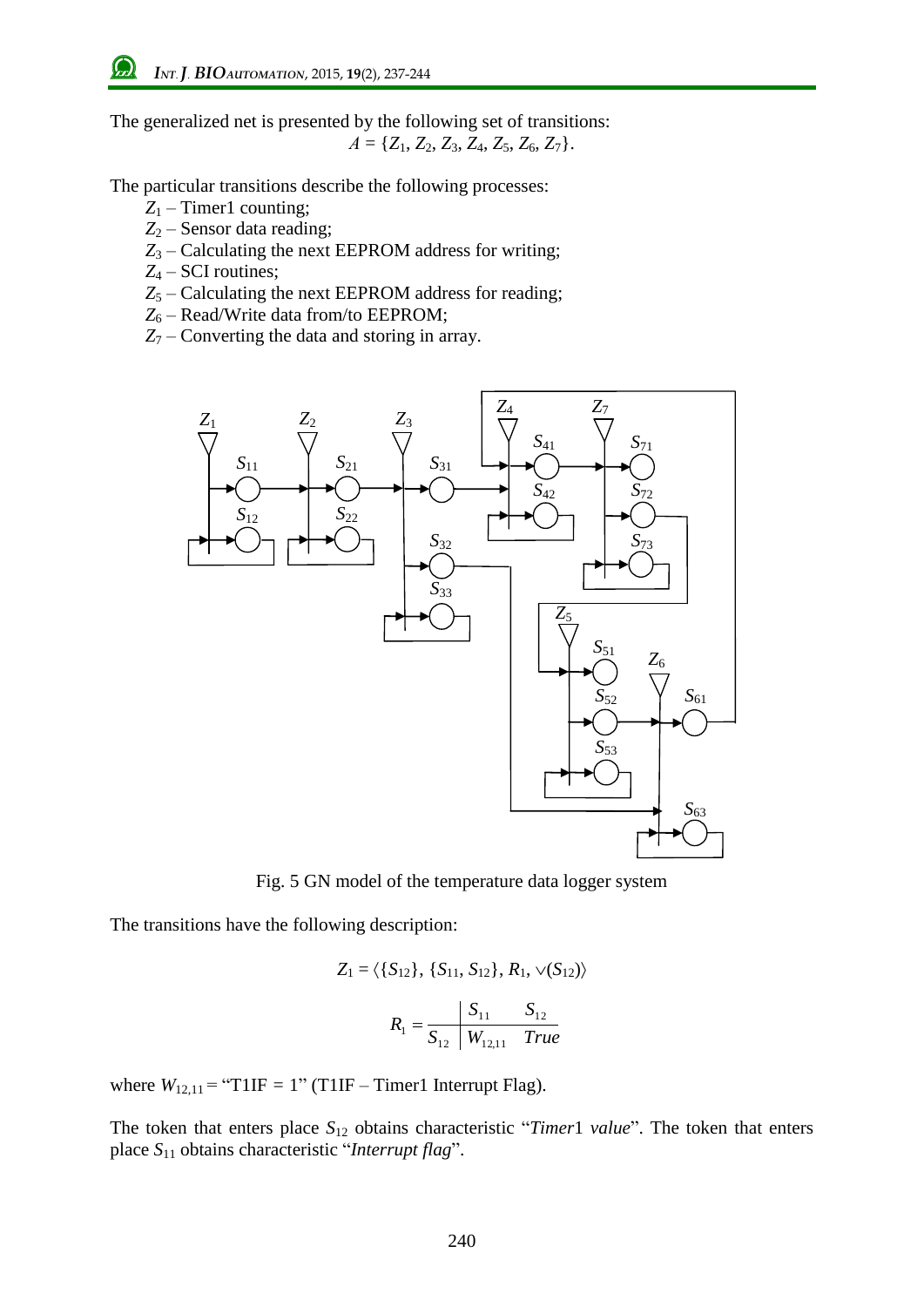The generalized net is presented by the following set of transitions:

$$A = \{Z_1, Z_2, Z_3, Z_4, Z_5, Z_6, Z_7\}.$$

The particular transitions describe the following processes:

- $Z_1$ – Timer1 counting;
- $Z_2$ – Sensor data reading;
- $Z_3$ – Calculating the next EEPROM address for writing;
- $Z_4$ – SCI routines;
- $Z_5$ – Calculating the next EEPROM address for reading;
- $Z_6$ – Read/Write data from/to EEPROM;
- $Z_7$ – Converting the data and storing in array.

Fig. 5 GN model of the temperature data logger system

The transitions have the following description:

$$Z_1 = \langle \{S_{12}\}, \{S_{11}, S_{12}\}, R_1, \vee(S_{12}) \rangle$$

$$R_1 = \begin{array}{c|cc} & S_{11} & S_{12} \\ \hline S_{12} & W_{12,11} & True \end{array}$$

where $W_{12,11}$ = "T1IF = 1" (T1IF – Timer1 Interrupt Flag).

The token that enters place $S_{12}$ obtains characteristic "*Timer*1 *value*". The token that enters place $S_{11}$ obtains characteristic "*Interrupt flag*".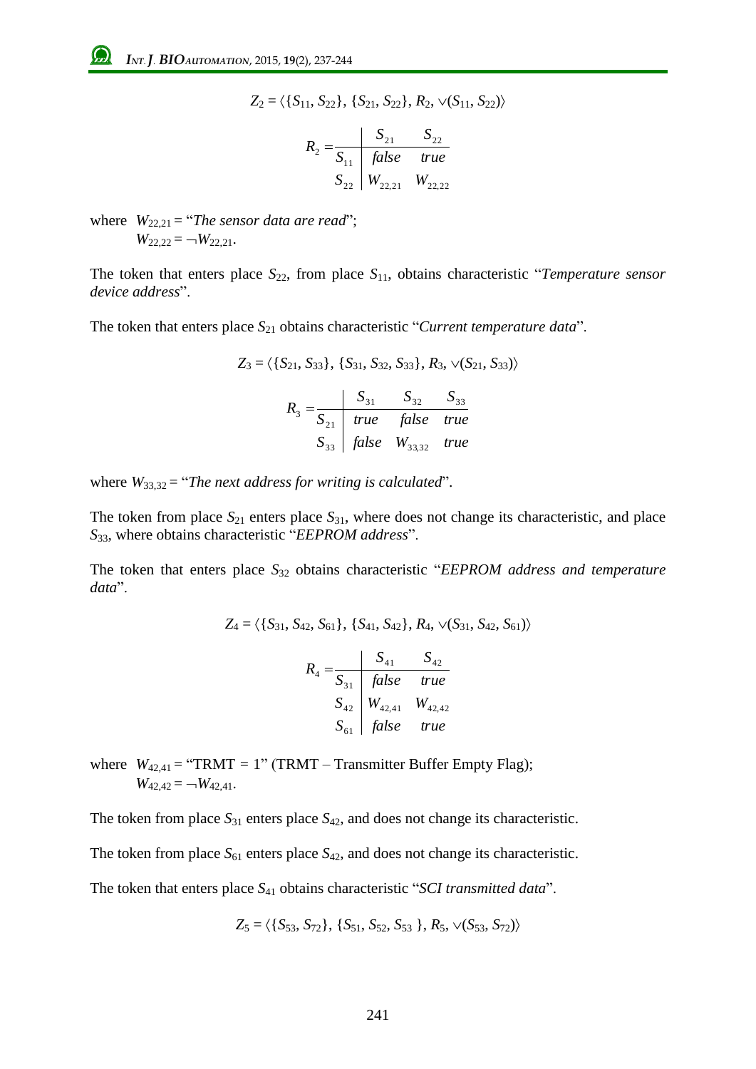$$Z_2 = \langle \{S_{11}, S_{22}\}, \{S_{21}, S_{22}\}, R_2, \vee(S_{11}, S_{22})\rangle$$

$$R_2 = \begin{array}{c|cc} & S_{21} & S_{22} \\ \hline S_{11} & false & true \\ S_{22} & W_{22,21} & W_{22,22} \end{array}$$

where $W_{22,21}$ = "*The sensor data are read*";
$W_{22,22} = \neg W_{22,21}$.

The token that enters place $S_{22}$, from place $S_{11}$, obtains characteristic "*Temperature sensor device address*".

The token that enters place $S_{21}$ obtains characteristic "*Current temperature data*".

$$Z_3 = \langle \{S_{21}, S_{33}\}, \{S_{31}, S_{32}, S_{33}\}, R_3, \vee(S_{21}, S_{33})\rangle$$

$$R_3 = \begin{array}{c|ccc} & S_{31} & S_{32} & S_{33} \\ \hline S_{21} & true & false & true \\ S_{33} & false & W_{33,32} & true \end{array}$$

where $W_{33,32}$ = "*The next address for writing is calculated*".

The token from place $S_{21}$ enters place $S_{31}$, where does not change its characteristic, and place $S_{33}$, where obtains characteristic "*EEPROM address*".

The token that enters place $S_{32}$ obtains characteristic "*EEPROM address and temperature data*".

$$Z_4 = \langle \{S_{31}, S_{42}, S_{61}\}, \{S_{41}, S_{42}\}, R_4, \vee(S_{31}, S_{42}, S_{61})\rangle$$

$$R_4 = \begin{array}{c|cc} & S_{41} & S_{42} \\ \hline S_{31} & false & true \\ S_{42} & W_{42,41} & W_{42,42} \\ S_{61} & false & true \end{array}$$

where $W_{42,41}$ = "TRMT = 1" (TRMT – Transmitter Buffer Empty Flag);
$W_{42,42} = \neg W_{42,41}$.

The token from place $S_{31}$ enters place $S_{42}$, and does not change its characteristic.

The token from place $S_{61}$ enters place $S_{42}$, and does not change its characteristic.

The token that enters place $S_{41}$ obtains characteristic "*SCI transmitted data*".

$$Z_5 = \langle \{S_{53}, S_{72}\}, \{S_{51}, S_{52}, S_{53}\}, R_5, \vee(S_{53}, S_{72})\rangle$$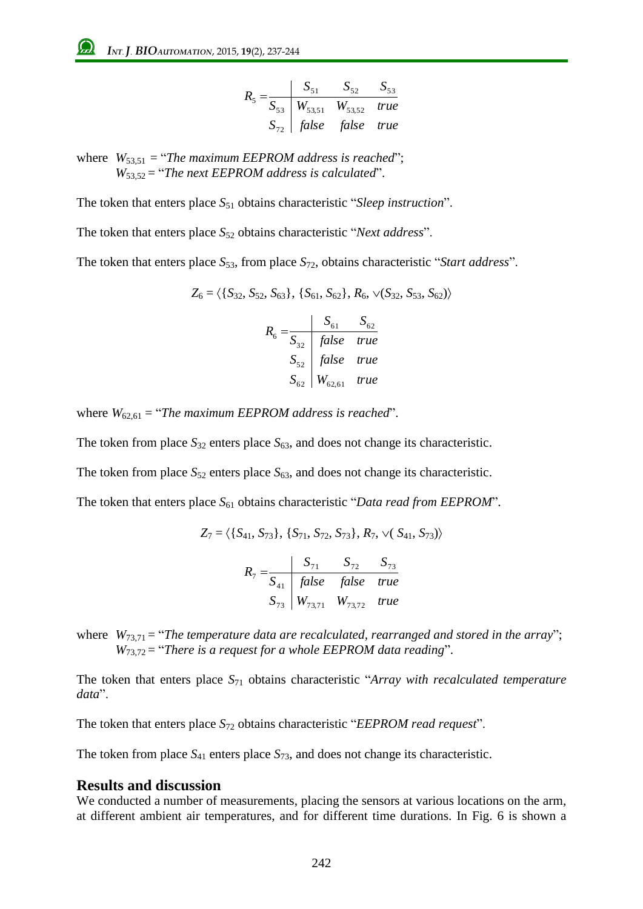$$R_5 = \begin{array}{c|ccc} & S_{51} & S_{52} & S_{53} \\ \hline S_{53} & W_{53,51} & W_{53,52} & true \\ S_{72} & false & false & true \end{array}$$

where $W_{53,51}$ = "*The maximum EEPROM address is reached*";
$W_{53,52}$ = "*The next EEPROM address is calculated*".

The token that enters place $S_{51}$ obtains characteristic "*Sleep instruction*".

The token that enters place $S_{52}$ obtains characteristic "*Next address*".

The token that enters place $S_{53}$, from place $S_{72}$, obtains characteristic "*Start address*".

$$Z_6 = \langle \{S_{32}, S_{52}, S_{63}\}, \{S_{61}, S_{62}\}, R_6, \vee(S_{32}, S_{53}, S_{62}) \rangle$$

$$R_6 = \begin{array}{c|cc} & S_{61} & S_{62} \\ \hline S_{32} & false & true \\ S_{52} & false & true \\ S_{62} & W_{62,61} & true \end{array}$$

where $W_{62,61}$ = "*The maximum EEPROM address is reached*".

The token from place $S_{32}$ enters place $S_{63}$, and does not change its characteristic.

The token from place $S_{52}$ enters place $S_{63}$, and does not change its characteristic.

The token that enters place $S_{61}$ obtains characteristic "*Data read from EEPROM*".

$$Z_7 = \langle \{S_{41}, S_{73}\}, \{S_{71}, S_{72}, S_{73}\}, R_7, \vee( S_{41}, S_{73}) \rangle$$

$$R_7 = \begin{array}{c|ccc} & S_{71} & S_{72} & S_{73} \\ \hline S_{41} & false & false & true \\ S_{73} & W_{73,71} & W_{73,72} & true \end{array}$$

where $W_{73,71}$ = "*The temperature data are recalculated, rearranged and stored in the array*";
$W_{73,72}$ = "*There is a request for a whole EEPROM data reading*".

The token that enters place $S_{71}$ obtains characteristic "*Array with recalculated temperature data*".

The token that enters place $S_{72}$ obtains characteristic "*EEPROM read request*".

The token from place $S_{41}$ enters place $S_{73}$, and does not change its characteristic.

## Results and discussion

We conducted a number of measurements, placing the sensors at various locations on the arm, at different ambient air temperatures, and for different time durations. In Fig. 6 is shown a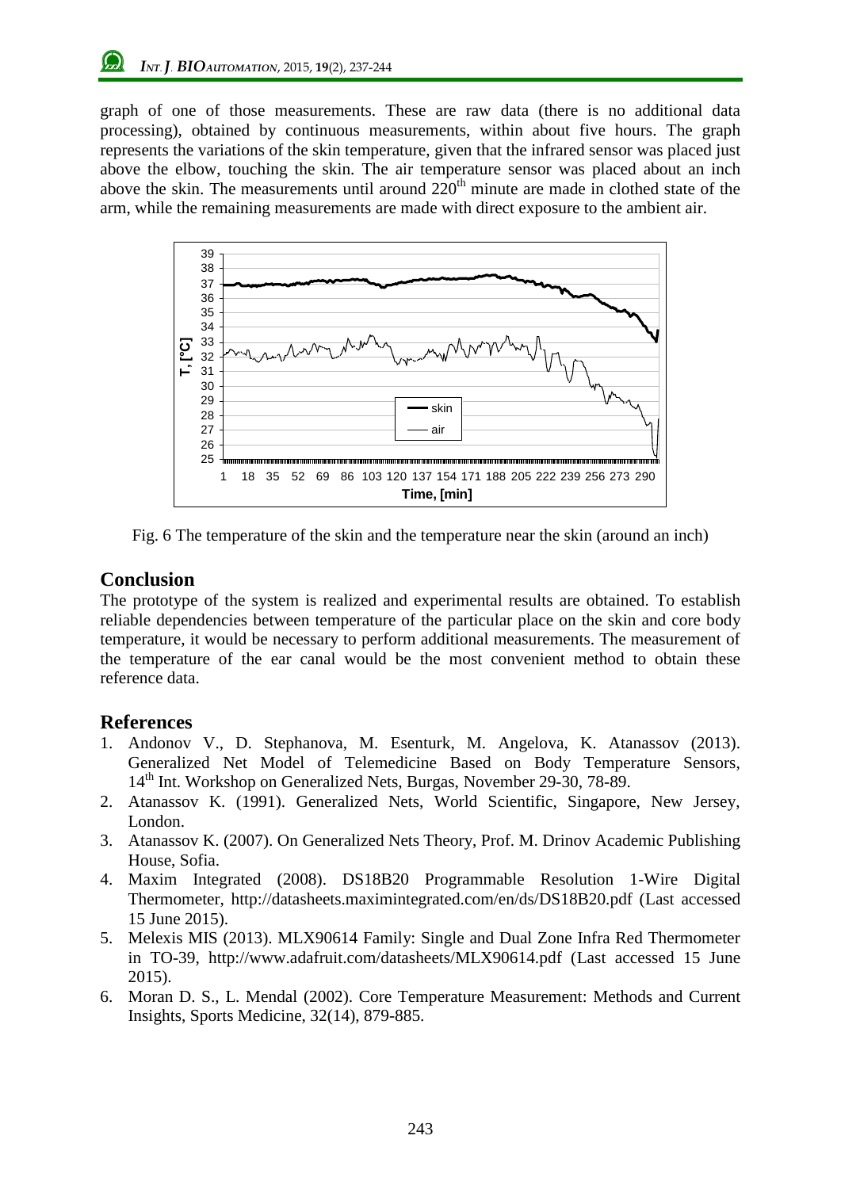graph of one of those measurements. These are raw data (there is no additional data processing), obtained by continuous measurements, within about five hours. The graph represents the variations of the skin temperature, given that the infrared sensor was placed just above the elbow, touching the skin. The air temperature sensor was placed about an inch above the skin. The measurements until around 220$^{th}$ minute are made in clothed state of the arm, while the remaining measurements are made with direct exposure to the ambient air.

Fig. 6 The temperature of the skin and the temperature near the skin (around an inch)

## Conclusion

The prototype of the system is realized and experimental results are obtained. To establish reliable dependencies between temperature of the particular place on the skin and core body temperature, it would be necessary to perform additional measurements. The measurement of the temperature of the ear canal would be the most convenient method to obtain these reference data.

## References

1. Andonov V., D. Stephanova, M. Esenturk, M. Angelova, K. Atanassov (2013). Generalized Net Model of Telemedicine Based on Body Temperature Sensors, 14$^{th}$ Int. Workshop on Generalized Nets, Burgas, November 29-30, 78-89.
2. Atanassov K. (1991). Generalized Nets, World Scientific, Singapore, New Jersey, London.
3. Atanassov K. (2007). On Generalized Nets Theory, Prof. M. Drinov Academic Publishing House, Sofia.
4. Maxim Integrated (2008). DS18B20 Programmable Resolution 1-Wire Digital Thermometer, http://datasheets.maximintegrated.com/en/ds/DS18B20.pdf (Last accessed 15 June 2015).
5. Melexis MIS (2013). MLX90614 Family: Single and Dual Zone Infra Red Thermometer in TO-39, http://www.adafruit.com/datasheets/MLX90614.pdf (Last accessed 15 June 2015).
6. Moran D. S., L. Mendal (2002). Core Temperature Measurement: Methods and Current Insights, Sports Medicine, 32(14), 879-885.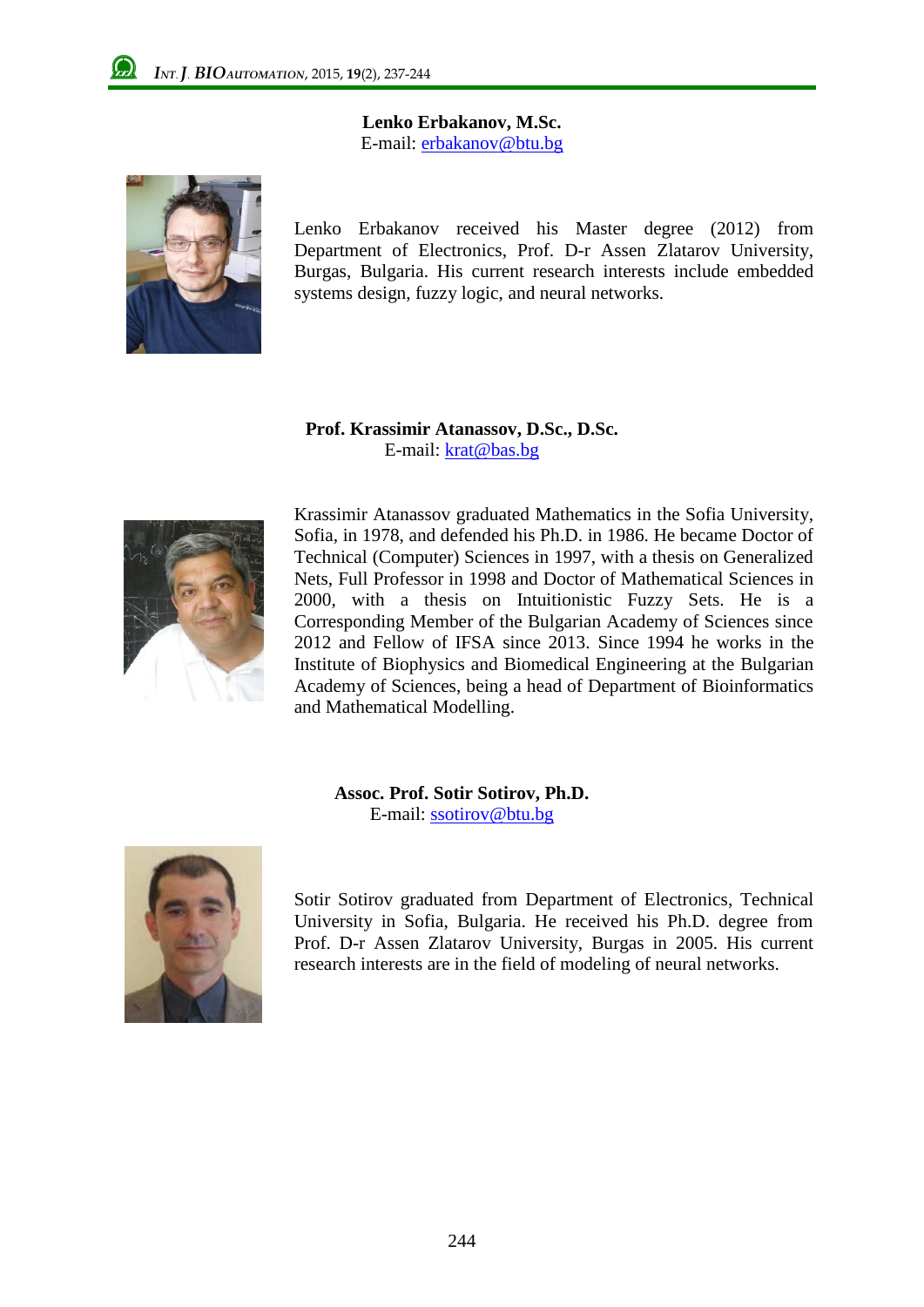**Lenko Erbakanov, M.Sc.**
E-mail: erbakanov@btu.bg

Lenko Erbakanov received his Master degree (2012) from Department of Electronics, Prof. D-r Assen Zlatarov University, Burgas, Bulgaria. His current research interests include embedded systems design, fuzzy logic, and neural networks.

**Prof. Krassimir Atanassov, D.Sc., D.Sc.**
E-mail: krat@bas.bg

Krassimir Atanassov graduated Mathematics in the Sofia University, Sofia, in 1978, and defended his Ph.D. in 1986. He became Doctor of Technical (Computer) Sciences in 1997, with a thesis on Generalized Nets, Full Professor in 1998 and Doctor of Mathematical Sciences in 2000, with a thesis on Intuitionistic Fuzzy Sets. He is a Corresponding Member of the Bulgarian Academy of Sciences since 2012 and Fellow of IFSA since 2013. Since 1994 he works in the Institute of Biophysics and Biomedical Engineering at the Bulgarian Academy of Sciences, being a head of Department of Bioinformatics and Mathematical Modelling.

**Assoc. Prof. Sotir Sotirov, Ph.D.**
E-mail: ssotirov@btu.bg

Sotir Sotirov graduated from Department of Electronics, Technical University in Sofia, Bulgaria. He received his Ph.D. degree from Prof. D-r Assen Zlatarov University, Burgas in 2005. His current research interests are in the field of modeling of neural networks.